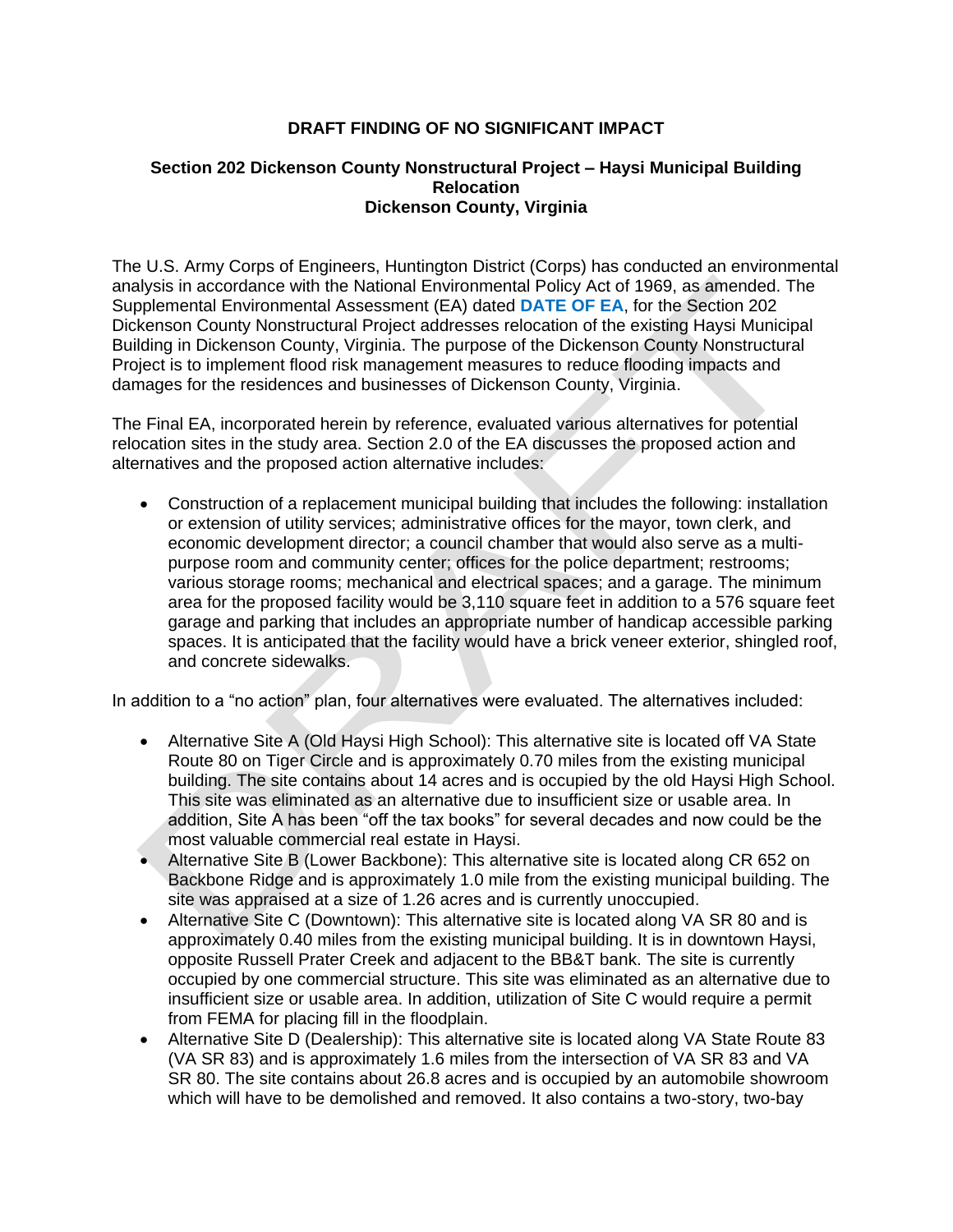**DRAFT FINDING OF NO SIGNIFICANT IMPACT**

**Section 202 Dickenson County Nonstructural Project – Haysi Municipal Building Relocation**
**Dickenson County, Virginia**

The U.S. Army Corps of Engineers, Huntington District (Corps) has conducted an environmental analysis in accordance with the National Environmental Policy Act of 1969, as amended. The Supplemental Environmental Assessment (EA) dated **DATE OF EA**, for the Section 202 Dickenson County Nonstructural Project addresses relocation of the existing Haysi Municipal Building in Dickenson County, Virginia. The purpose of the Dickenson County Nonstructural Project is to implement flood risk management measures to reduce flooding impacts and damages for the residences and businesses of Dickenson County, Virginia.

The Final EA, incorporated herein by reference, evaluated various alternatives for potential relocation sites in the study area. Section 2.0 of the EA discusses the proposed action and alternatives and the proposed action alternative includes:

- Construction of a replacement municipal building that includes the following: installation or extension of utility services; administrative offices for the mayor, town clerk, and economic development director; a council chamber that would also serve as a multi-purpose room and community center; offices for the police department; restrooms; various storage rooms; mechanical and electrical spaces; and a garage. The minimum area for the proposed facility would be 3,110 square feet in addition to a 576 square feet garage and parking that includes an appropriate number of handicap accessible parking spaces. It is anticipated that the facility would have a brick veneer exterior, shingled roof, and concrete sidewalks.

In addition to a "no action" plan, four alternatives were evaluated. The alternatives included:

- Alternative Site A (Old Haysi High School): This alternative site is located off VA State Route 80 on Tiger Circle and is approximately 0.70 miles from the existing municipal building. The site contains about 14 acres and is occupied by the old Haysi High School. This site was eliminated as an alternative due to insufficient size or usable area. In addition, Site A has been "off the tax books" for several decades and now could be the most valuable commercial real estate in Haysi.
- Alternative Site B (Lower Backbone): This alternative site is located along CR 652 on Backbone Ridge and is approximately 1.0 mile from the existing municipal building. The site was appraised at a size of 1.26 acres and is currently unoccupied.
- Alternative Site C (Downtown): This alternative site is located along VA SR 80 and is approximately 0.40 miles from the existing municipal building. It is in downtown Haysi, opposite Russell Prater Creek and adjacent to the BB&T bank. The site is currently occupied by one commercial structure. This site was eliminated as an alternative due to insufficient size or usable area. In addition, utilization of Site C would require a permit from FEMA for placing fill in the floodplain.
- Alternative Site D (Dealership): This alternative site is located along VA State Route 83 (VA SR 83) and is approximately 1.6 miles from the intersection of VA SR 83 and VA SR 80. The site contains about 26.8 acres and is occupied by an automobile showroom which will have to be demolished and removed. It also contains a two-story, two-bay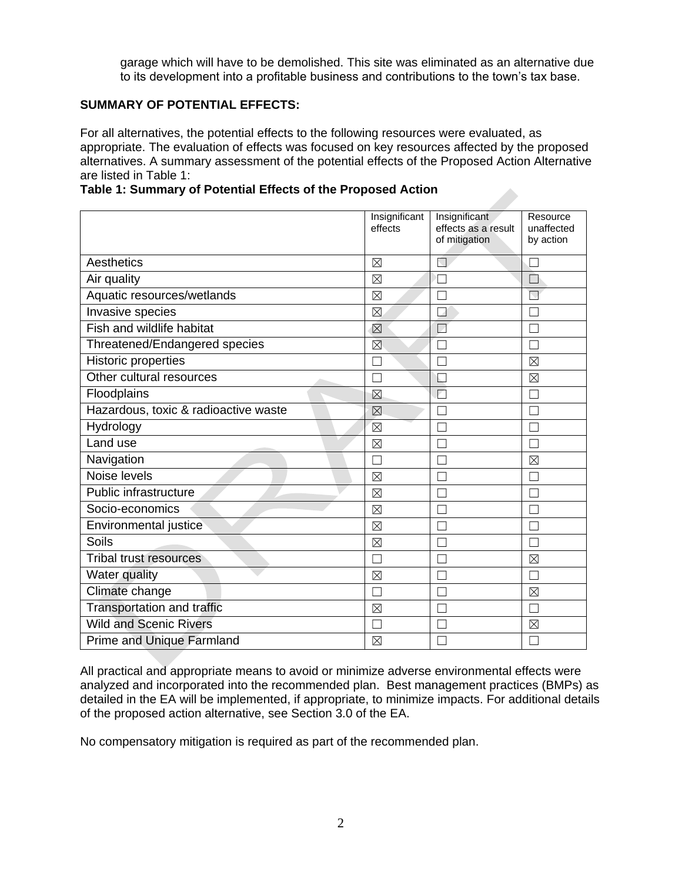garage which will have to be demolished. This site was eliminated as an alternative due to its development into a profitable business and contributions to the town's tax base.

**SUMMARY OF POTENTIAL EFFECTS:**

For all alternatives, the potential effects to the following resources were evaluated, as appropriate. The evaluation of effects was focused on key resources affected by the proposed alternatives. A summary assessment of the potential effects of the Proposed Action Alternative are listed in Table 1:

**Table 1: Summary of Potential Effects of the Proposed Action**

| | Insignificant effects | Insignificant effects as a result of mitigation | Resource unaffected by action |
|---|---|---|---|
| Aesthetics | ☒ | ☐ | ☐ |
| Air quality | ☒ | ☐ | ☐ |
| Aquatic resources/wetlands | ☒ | ☐ | ☐ |
| Invasive species | ☒ | ☐ | ☐ |
| Fish and wildlife habitat | ☒ | ☐ | ☐ |
| Threatened/Endangered species | ☒ | ☐ | ☐ |
| Historic properties | ☐ | ☐ | ☒ |
| Other cultural resources | ☐ | ☐ | ☒ |
| Floodplains | ☒ | ☐ | ☐ |
| Hazardous, toxic & radioactive waste | ☒ | ☐ | ☐ |
| Hydrology | ☒ | ☐ | ☐ |
| Land use | ☒ | ☐ | ☐ |
| Navigation | ☐ | ☐ | ☒ |
| Noise levels | ☒ | ☐ | ☐ |
| Public infrastructure | ☒ | ☐ | ☐ |
| Socio-economics | ☒ | ☐ | ☐ |
| Environmental justice | ☒ | ☐ | ☐ |
| Soils | ☒ | ☐ | ☐ |
| Tribal trust resources | ☐ | ☐ | ☒ |
| Water quality | ☒ | ☐ | ☐ |
| Climate change | ☐ | ☐ | ☒ |
| Transportation and traffic | ☒ | ☐ | ☐ |
| Wild and Scenic Rivers | ☐ | ☐ | ☒ |
| Prime and Unique Farmland | ☒ | ☐ | ☐ |

All practical and appropriate means to avoid or minimize adverse environmental effects were analyzed and incorporated into the recommended plan. Best management practices (BMPs) as detailed in the EA will be implemented, if appropriate, to minimize impacts. For additional details of the proposed action alternative, see Section 3.0 of the EA.

No compensatory mitigation is required as part of the recommended plan.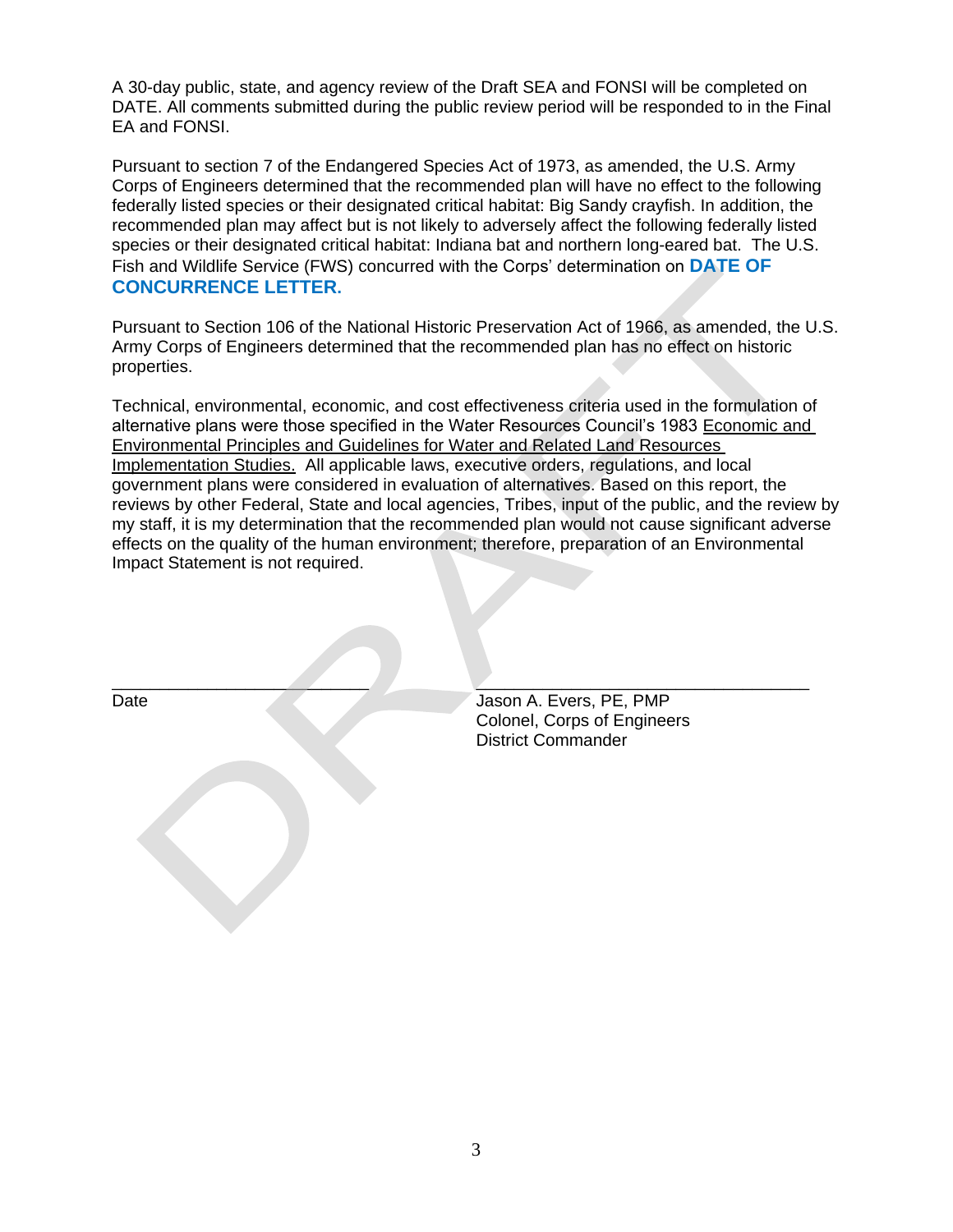A 30-day public, state, and agency review of the Draft SEA and FONSI will be completed on DATE. All comments submitted during the public review period will be responded to in the Final EA and FONSI.

Pursuant to section 7 of the Endangered Species Act of 1973, as amended, the U.S. Army Corps of Engineers determined that the recommended plan will have no effect to the following federally listed species or their designated critical habitat: Big Sandy crayfish. In addition, the recommended plan may affect but is not likely to adversely affect the following federally listed species or their designated critical habitat: Indiana bat and northern long-eared bat. The U.S. Fish and Wildlife Service (FWS) concurred with the Corps' determination on **DATE OF CONCURRENCE LETTER.**

Pursuant to Section 106 of the National Historic Preservation Act of 1966, as amended, the U.S. Army Corps of Engineers determined that the recommended plan has no effect on historic properties.

Technical, environmental, economic, and cost effectiveness criteria used in the formulation of alternative plans were those specified in the Water Resources Council's 1983 Economic and Environmental Principles and Guidelines for Water and Related Land Resources Implementation Studies. All applicable laws, executive orders, regulations, and local government plans were considered in evaluation of alternatives. Based on this report, the reviews by other Federal, State and local agencies, Tribes, input of the public, and the review by my staff, it is my determination that the recommended plan would not cause significant adverse effects on the quality of the human environment; therefore, preparation of an Environmental Impact Statement is not required.

\_\_\_\_\_\_\_\_\_\_\_\_\_\_\_\_\_\_\_\_\_\_\_\_\_\_\_\_
Date

\_\_\_\_\_\_\_\_\_\_\_\_\_\_\_\_\_\_\_\_\_\_\_\_\_\_\_\_\_\_\_\_\_\_\_\_
Jason A. Evers, PE, PMP
Colonel, Corps of Engineers
District Commander